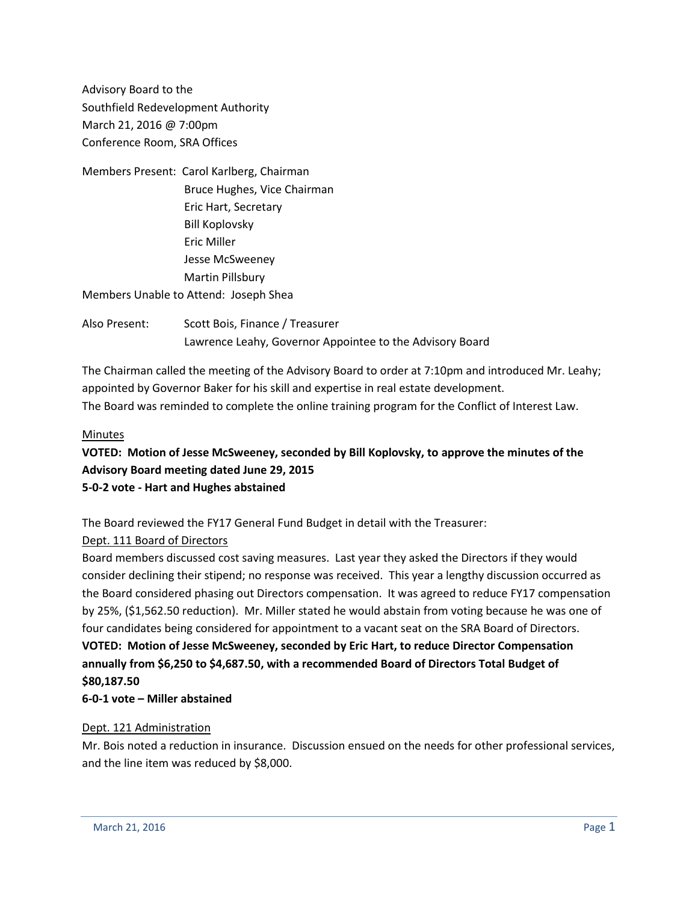Advisory Board to the
Southfield Redevelopment Authority
March 21, 2016 @ 7:00pm
Conference Room, SRA Offices

Members Present: Carol Karlberg, Chairman
Bruce Hughes, Vice Chairman
Eric Hart, Secretary
Bill Koplovsky
Eric Miller
Jesse McSweeney
Martin Pillsbury

Members Unable to Attend: Joseph Shea

Also Present: Scott Bois, Finance / Treasurer
Lawrence Leahy, Governor Appointee to the Advisory Board

The Chairman called the meeting of the Advisory Board to order at 7:10pm and introduced Mr. Leahy; appointed by Governor Baker for his skill and expertise in real estate development.
The Board was reminded to complete the online training program for the Conflict of Interest Law.

Minutes

**VOTED: Motion of Jesse McSweeney, seconded by Bill Koplovsky, to approve the minutes of the Advisory Board meeting dated June 29, 2015**
**5-0-2 vote - Hart and Hughes abstained**

The Board reviewed the FY17 General Fund Budget in detail with the Treasurer:

Dept. 111 Board of Directors

Board members discussed cost saving measures. Last year they asked the Directors if they would consider declining their stipend; no response was received. This year a lengthy discussion occurred as the Board considered phasing out Directors compensation. It was agreed to reduce FY17 compensation by 25%, ($1,562.50 reduction). Mr. Miller stated he would abstain from voting because he was one of four candidates being considered for appointment to a vacant seat on the SRA Board of Directors.

**VOTED: Motion of Jesse McSweeney, seconded by Eric Hart, to reduce Director Compensation annually from $6,250 to $4,687.50, with a recommended Board of Directors Total Budget of $80,187.50**
**6-0-1 vote – Miller abstained**

Dept. 121 Administration

Mr. Bois noted a reduction in insurance. Discussion ensued on the needs for other professional services, and the line item was reduced by $8,000.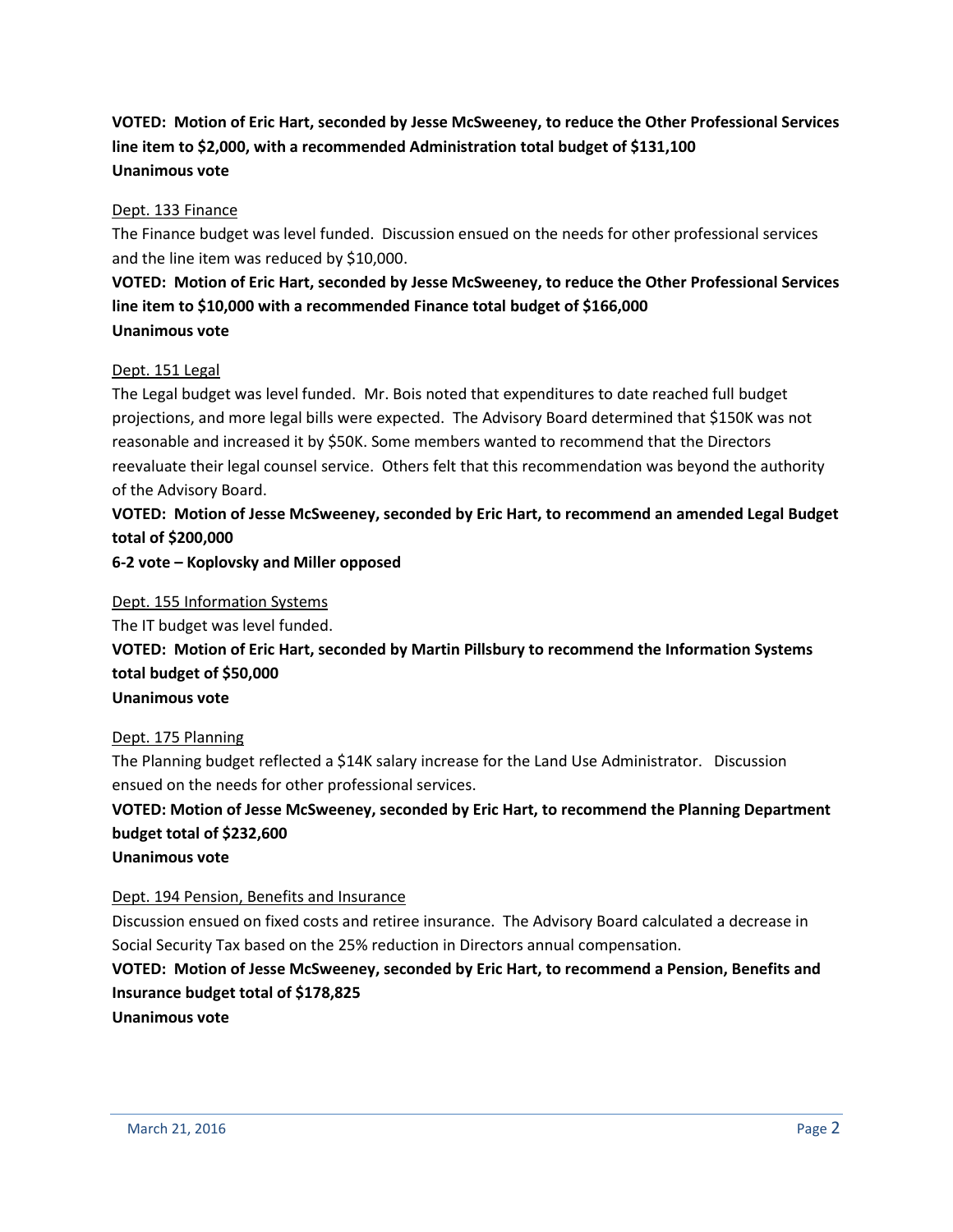**VOTED: Motion of Eric Hart, seconded by Jesse McSweeney, to reduce the Other Professional Services line item to $2,000, with a recommended Administration total budget of $131,100**
**Unanimous vote**

<u>Dept. 133 Finance</u>

The Finance budget was level funded. Discussion ensued on the needs for other professional services and the line item was reduced by $10,000.

**VOTED: Motion of Eric Hart, seconded by Jesse McSweeney, to reduce the Other Professional Services line item to $10,000 with a recommended Finance total budget of $166,000**
**Unanimous vote**

<u>Dept. 151 Legal</u>

The Legal budget was level funded. Mr. Bois noted that expenditures to date reached full budget projections, and more legal bills were expected. The Advisory Board determined that $150K was not reasonable and increased it by $50K. Some members wanted to recommend that the Directors reevaluate their legal counsel service. Others felt that this recommendation was beyond the authority of the Advisory Board.

**VOTED: Motion of Jesse McSweeney, seconded by Eric Hart, to recommend an amended Legal Budget total of $200,000**
**6-2 vote – Koplovsky and Miller opposed**

<u>Dept. 155 Information Systems</u>

The IT budget was level funded.

**VOTED: Motion of Eric Hart, seconded by Martin Pillsbury to recommend the Information Systems total budget of $50,000**
**Unanimous vote**

<u>Dept. 175 Planning</u>

The Planning budget reflected a $14K salary increase for the Land Use Administrator. Discussion ensued on the needs for other professional services.

**VOTED: Motion of Jesse McSweeney, seconded by Eric Hart, to recommend the Planning Department budget total of $232,600**
**Unanimous vote**

<u>Dept. 194 Pension, Benefits and Insurance</u>

Discussion ensued on fixed costs and retiree insurance. The Advisory Board calculated a decrease in Social Security Tax based on the 25% reduction in Directors annual compensation.

**VOTED: Motion of Jesse McSweeney, seconded by Eric Hart, to recommend a Pension, Benefits and Insurance budget total of $178,825**
**Unanimous vote**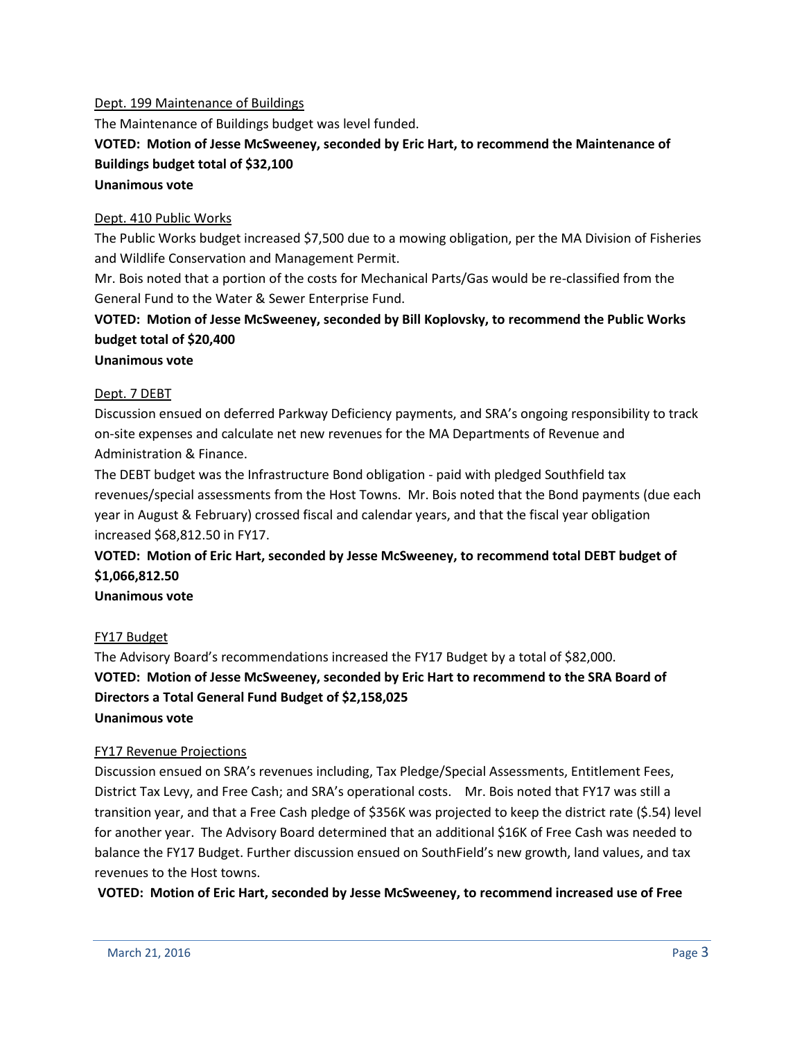Dept. 199 Maintenance of Buildings

The Maintenance of Buildings budget was level funded.

**VOTED: Motion of Jesse McSweeney, seconded by Eric Hart, to recommend the Maintenance of Buildings budget total of $32,100**

**Unanimous vote**

Dept. 410 Public Works

The Public Works budget increased $7,500 due to a mowing obligation, per the MA Division of Fisheries and Wildlife Conservation and Management Permit.

Mr. Bois noted that a portion of the costs for Mechanical Parts/Gas would be re-classified from the General Fund to the Water & Sewer Enterprise Fund.

**VOTED: Motion of Jesse McSweeney, seconded by Bill Koplovsky, to recommend the Public Works budget total of $20,400**

**Unanimous vote**

Dept. 7 DEBT

Discussion ensued on deferred Parkway Deficiency payments, and SRA's ongoing responsibility to track on-site expenses and calculate net new revenues for the MA Departments of Revenue and Administration & Finance.

The DEBT budget was the Infrastructure Bond obligation - paid with pledged Southfield tax revenues/special assessments from the Host Towns. Mr. Bois noted that the Bond payments (due each year in August & February) crossed fiscal and calendar years, and that the fiscal year obligation increased $68,812.50 in FY17.

**VOTED: Motion of Eric Hart, seconded by Jesse McSweeney, to recommend total DEBT budget of $1,066,812.50**

**Unanimous vote**

FY17 Budget

The Advisory Board's recommendations increased the FY17 Budget by a total of $82,000.

**VOTED: Motion of Jesse McSweeney, seconded by Eric Hart to recommend to the SRA Board of Directors a Total General Fund Budget of $2,158,025**

**Unanimous vote**

FY17 Revenue Projections

Discussion ensued on SRA's revenues including, Tax Pledge/Special Assessments, Entitlement Fees, District Tax Levy, and Free Cash; and SRA's operational costs. Mr. Bois noted that FY17 was still a transition year, and that a Free Cash pledge of $356K was projected to keep the district rate ($.54) level for another year. The Advisory Board determined that an additional $16K of Free Cash was needed to balance the FY17 Budget. Further discussion ensued on SouthField's new growth, land values, and tax revenues to the Host towns.

**VOTED: Motion of Eric Hart, seconded by Jesse McSweeney, to recommend increased use of Free**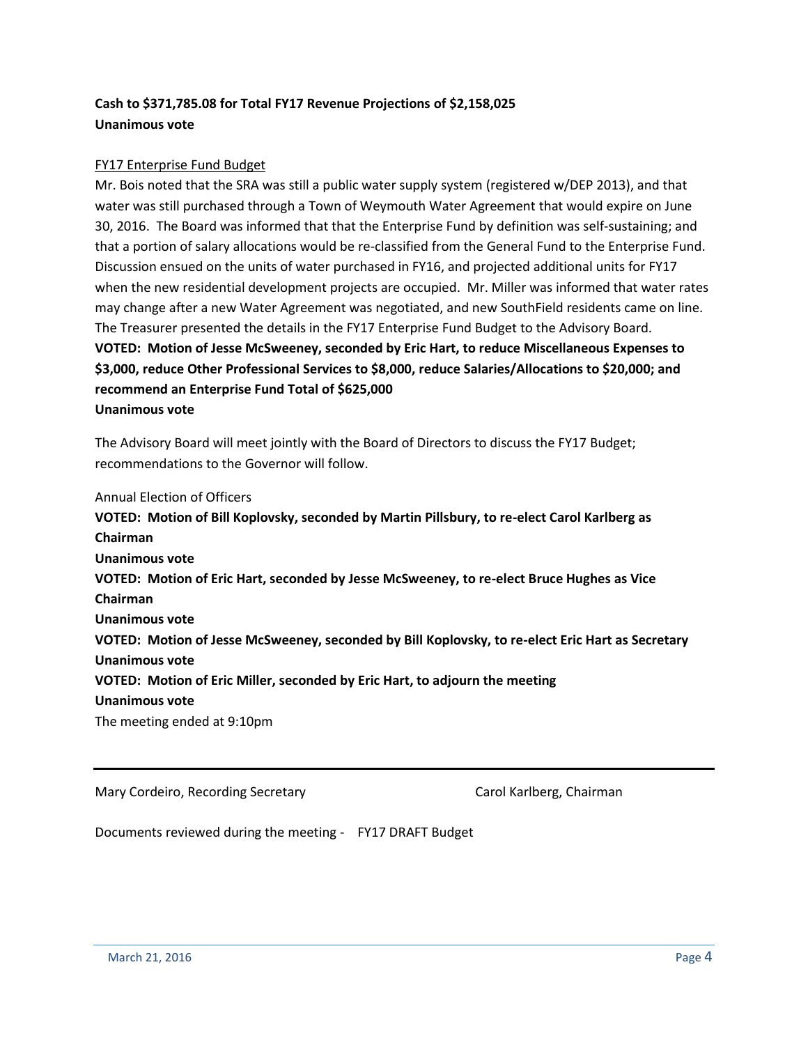**Cash to $371,785.08 for Total FY17 Revenue Projections of $2,158,025**
**Unanimous vote**

FY17 Enterprise Fund Budget

Mr. Bois noted that the SRA was still a public water supply system (registered w/DEP 2013), and that water was still purchased through a Town of Weymouth Water Agreement that would expire on June 30, 2016. The Board was informed that that the Enterprise Fund by definition was self-sustaining; and that a portion of salary allocations would be re-classified from the General Fund to the Enterprise Fund. Discussion ensued on the units of water purchased in FY16, and projected additional units for FY17 when the new residential development projects are occupied. Mr. Miller was informed that water rates may change after a new Water Agreement was negotiated, and new SouthField residents came on line. The Treasurer presented the details in the FY17 Enterprise Fund Budget to the Advisory Board.

**VOTED: Motion of Jesse McSweeney, seconded by Eric Hart, to reduce Miscellaneous Expenses to $3,000, reduce Other Professional Services to $8,000, reduce Salaries/Allocations to $20,000; and recommend an Enterprise Fund Total of $625,000**
**Unanimous vote**

The Advisory Board will meet jointly with the Board of Directors to discuss the FY17 Budget; recommendations to the Governor will follow.

Annual Election of Officers

**VOTED: Motion of Bill Koplovsky, seconded by Martin Pillsbury, to re-elect Carol Karlberg as Chairman**
**Unanimous vote**
**VOTED: Motion of Eric Hart, seconded by Jesse McSweeney, to re-elect Bruce Hughes as Vice Chairman**
**Unanimous vote**
**VOTED: Motion of Jesse McSweeney, seconded by Bill Koplovsky, to re-elect Eric Hart as Secretary**
**Unanimous vote**
**VOTED: Motion of Eric Miller, seconded by Eric Hart, to adjourn the meeting**
**Unanimous vote**
The meeting ended at 9:10pm

---

Mary Cordeiro, Recording Secretary                    Carol Karlberg, Chairman

Documents reviewed during the meeting - FY17 DRAFT Budget